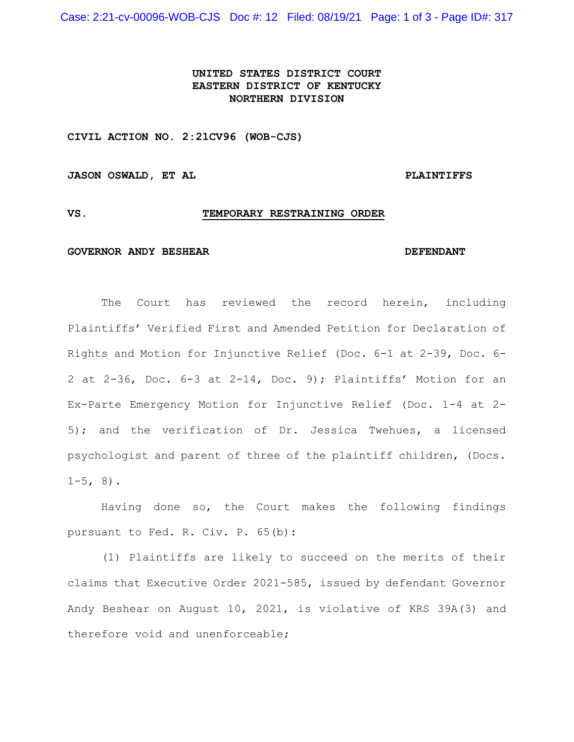**UNITED STATES DISTRICT COURT**
**EASTERN DISTRICT OF KENTUCKY**
**NORTHERN DIVISION**

**CIVIL ACTION NO. 2:21CV96 (WOB-CJS)**

**JASON OSWALD, ET AL** **PLAINTIFFS**

**VS.** **TEMPORARY RESTRAINING ORDER**

**GOVERNOR ANDY BESHEAR** **DEFENDANT**

The Court has reviewed the record herein, including Plaintiffs' Verified First and Amended Petition for Declaration of Rights and Motion for Injunctive Relief (Doc. 6-1 at 2-39, Doc. 6-2 at 2-36, Doc. 6-3 at 2-14, Doc. 9); Plaintiffs' Motion for an Ex-Parte Emergency Motion for Injunctive Relief (Doc. 1-4 at 2-5); and the verification of Dr. Jessica Twehues, a licensed psychologist and parent of three of the plaintiff children, (Docs. 1-5, 8).

Having done so, the Court makes the following findings pursuant to Fed. R. Civ. P. 65(b):

(1) Plaintiffs are likely to succeed on the merits of their claims that Executive Order 2021-585, issued by defendant Governor Andy Beshear on August 10, 2021, is violative of KRS 39A(3) and therefore void and unenforceable;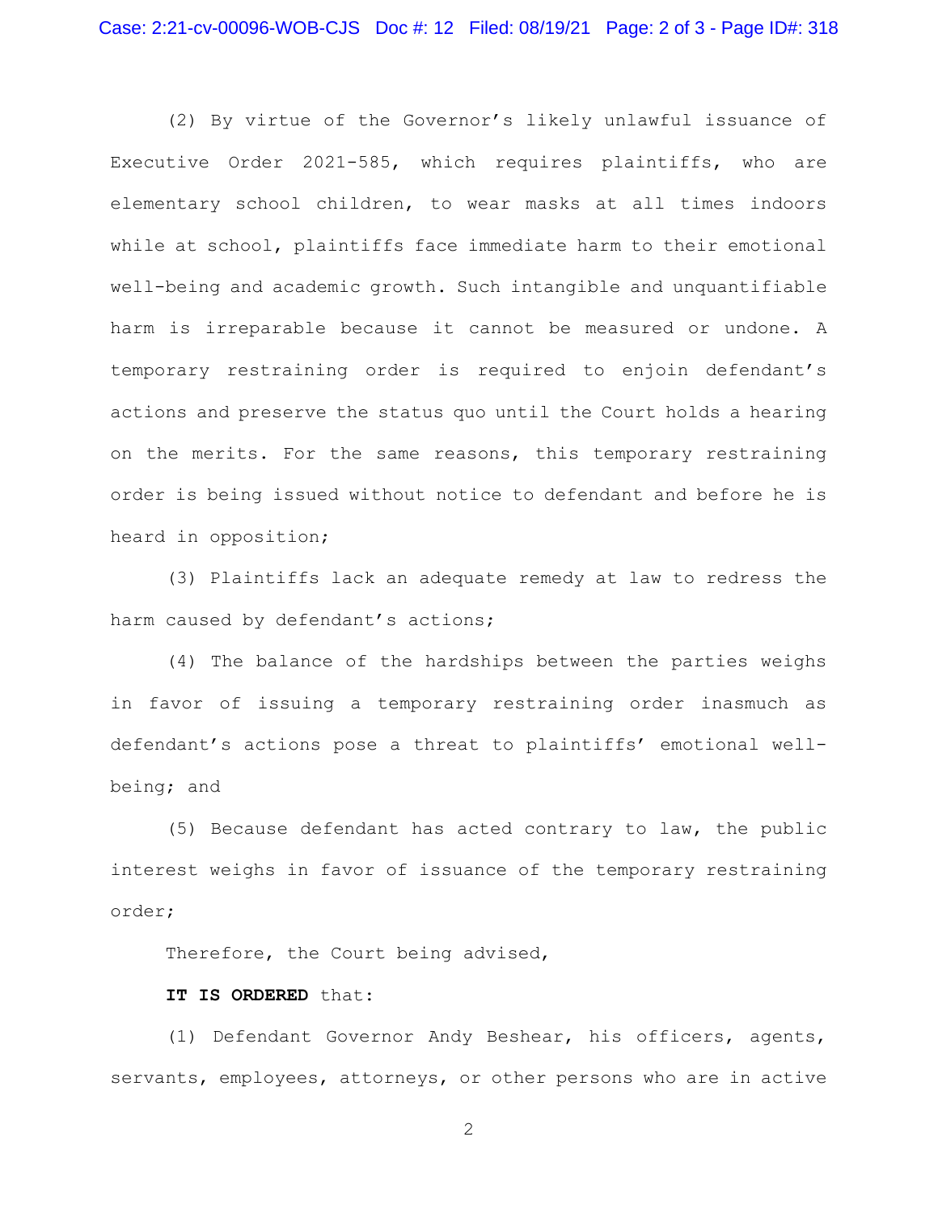(2) By virtue of the Governor's likely unlawful issuance of Executive Order 2021-585, which requires plaintiffs, who are elementary school children, to wear masks at all times indoors while at school, plaintiffs face immediate harm to their emotional well-being and academic growth. Such intangible and unquantifiable harm is irreparable because it cannot be measured or undone. A temporary restraining order is required to enjoin defendant's actions and preserve the status quo until the Court holds a hearing on the merits. For the same reasons, this temporary restraining order is being issued without notice to defendant and before he is heard in opposition;

(3) Plaintiffs lack an adequate remedy at law to redress the harm caused by defendant's actions;

(4) The balance of the hardships between the parties weighs in favor of issuing a temporary restraining order inasmuch as defendant's actions pose a threat to plaintiffs' emotional well-being; and

(5) Because defendant has acted contrary to law, the public interest weighs in favor of issuance of the temporary restraining order;

Therefore, the Court being advised,

**IT IS ORDERED** that:

(1) Defendant Governor Andy Beshear, his officers, agents, servants, employees, attorneys, or other persons who are in active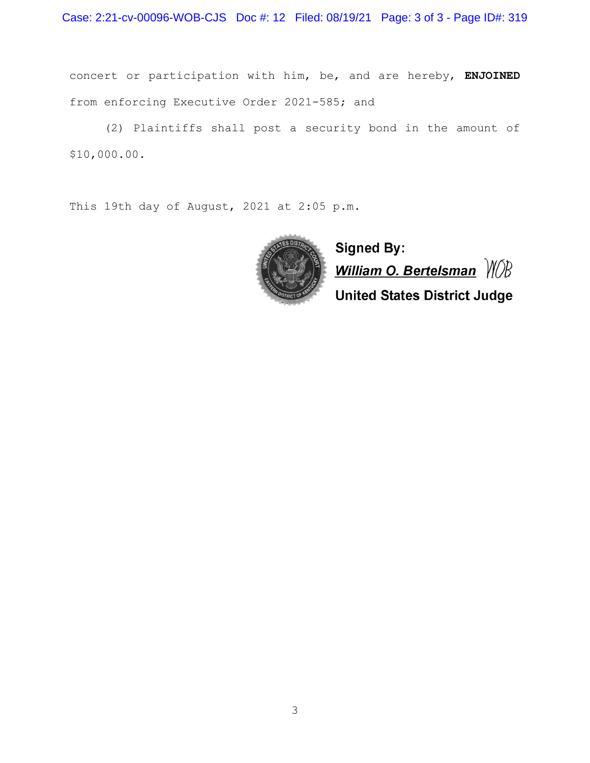concert or participation with him, be, and are hereby, **ENJOINED** from enforcing Executive Order 2021-585; and

(2) Plaintiffs shall post a security bond in the amount of $10,000.00.

This 19th day of August, 2021 at 2:05 p.m.

**Signed By:**
***William O. Bertelsman*** WOB
**United States District Judge**